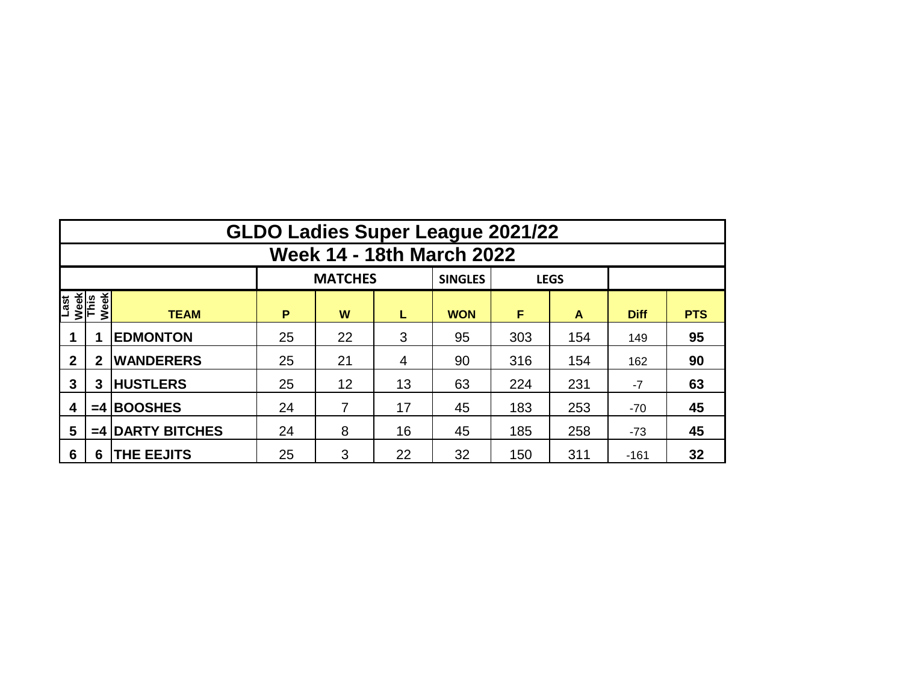# GLDO Ladies Super League 2021/22

## Week 14 - 18th March 2022

| | | | MATCHES | | | SINGLES | LEGS | | | |
|---|---|---|---|---|---|---|---|---|---|---|
| Last Week | This Week | TEAM | P | W | L | WON | F | A | Diff | PTS |
| **1** | **1** | **EDMONTON** | 25 | 22 | 3 | 95 | 303 | 154 | 149 | **95** |
| **2** | **2** | **WANDERERS** | 25 | 21 | 4 | 90 | 316 | 154 | 162 | **90** |
| **3** | **3** | **HUSTLERS** | 25 | 12 | 13 | 63 | 224 | 231 | -7 | **63** |
| **4** | **=4** | **BOOSHES** | 24 | 7 | 17 | 45 | 183 | 253 | -70 | **45** |
| **5** | **=4** | **DARTY BITCHES** | 24 | 8 | 16 | 45 | 185 | 258 | -73 | **45** |
| **6** | **6** | **THE EEJITS** | 25 | 3 | 22 | 32 | 150 | 311 | -161 | **32** |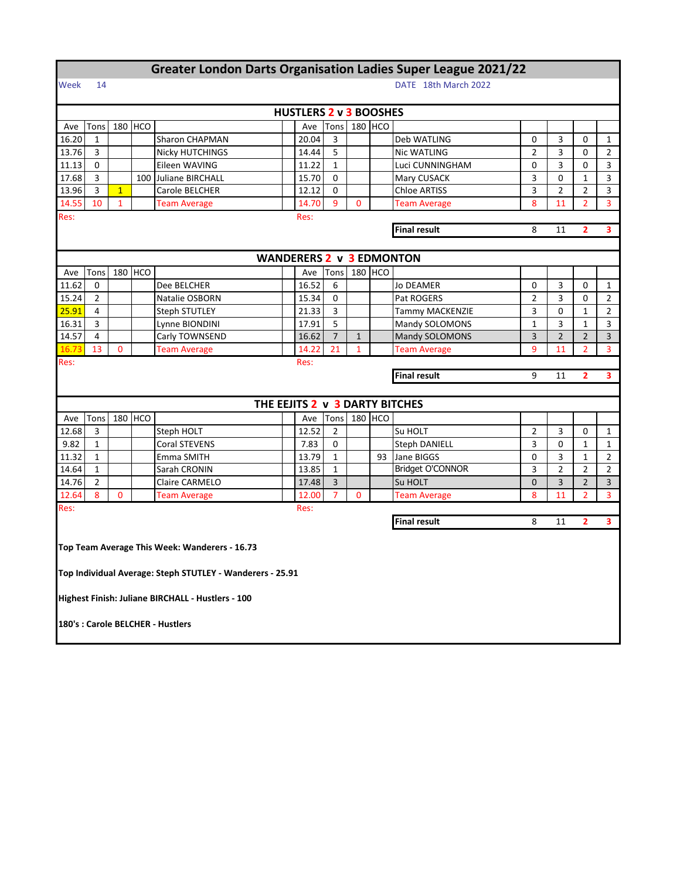# Greater London Darts Organisation Ladies Super League 2021/22

Week 14 | DATE 18th March 2022

## HUSTLERS 2 v 3 BOOSHES

| Ave | Tons | 180 | HCO | | | Ave | Tons | 180 | HCO | | | | | |
|---|---|---|---|---|---|---|---|---|---|---|---|---|---|---|
| 16.20 | 1 | | | Sharon CHAPMAN | | 20.04 | 3 | | | Deb WATLING | 0 | 3 | 0 | 1 |
| 13.76 | 3 | | | Nicky HUTCHINGS | | 14.44 | 5 | | | Nic WATLING | 2 | 3 | 0 | 2 |
| 11.13 | 0 | | | Eileen WAVING | | 11.22 | 1 | | | Luci CUNNINGHAM | 0 | 3 | 0 | 3 |
| 17.68 | 3 | | 100 | Juliane BIRCHALL | | 15.70 | 0 | | | Mary CUSACK | 3 | 0 | 1 | 3 |
| 13.96 | 3 | 1 | | Carole BELCHER | | 12.12 | 0 | | | Chloe ARTISS | 3 | 2 | 2 | 3 |
| 14.55 | 10 | 1 | | Team Average | | 14.70 | 9 | 0 | | Team Average | 8 | 11 | 2 | 3 |
| Res: | | | | | | Res: | | | | | | | | |
| | | | | | | | | | | Final result | 8 | 11 | 2 | 3 |

## WANDERERS 2 v 3 EDMONTON

| Ave | Tons | 180 | HCO | | | Ave | Tons | 180 | HCO | | | | | |
|---|---|---|---|---|---|---|---|---|---|---|---|---|---|---|
| 11.62 | 0 | | | Dee BELCHER | | 16.52 | 6 | | | Jo DEAMER | 0 | 3 | 0 | 1 |
| 15.24 | 2 | | | Natalie OSBORN | | 15.34 | 0 | | | Pat ROGERS | 2 | 3 | 0 | 2 |
| 25.91 | 4 | | | Steph STUTLEY | | 21.33 | 3 | | | Tammy MACKENZIE | 3 | 0 | 1 | 2 |
| 16.31 | 3 | | | Lynne BIONDINI | | 17.91 | 5 | | | Mandy SOLOMONS | 1 | 3 | 1 | 3 |
| 14.57 | 4 | | | Carly TOWNSEND | | 16.62 | 7 | 1 | | Mandy SOLOMONS | 3 | 2 | 2 | 3 |
| 16.73 | 13 | 0 | | Team Average | | 14.22 | 21 | 1 | | Team Average | 9 | 11 | 2 | 3 |
| Res: | | | | | | Res: | | | | | | | | |
| | | | | | | | | | | Final result | 9 | 11 | 2 | 3 |

## THE EEJITS 2 v 3 DARTY BITCHES

| Ave | Tons | 180 | HCO | | | Ave | Tons | 180 | HCO | | | | | |
|---|---|---|---|---|---|---|---|---|---|---|---|---|---|---|
| 12.68 | 3 | | | Steph HOLT | | 12.52 | 2 | | | Su HOLT | 2 | 3 | 0 | 1 |
| 9.82 | 1 | | | Coral STEVENS | | 7.83 | 0 | | | Steph DANIELL | 3 | 0 | 1 | 1 |
| 11.32 | 1 | | | Emma SMITH | | 13.79 | 1 | | 93 | Jane BIGGS | 0 | 3 | 1 | 2 |
| 14.64 | 1 | | | Sarah CRONIN | | 13.85 | 1 | | | Bridget O'CONNOR | 3 | 2 | 2 | 2 |
| 14.76 | 2 | | | Claire CARMELO | | 17.48 | 3 | | | Su HOLT | 0 | 3 | 2 | 3 |
| 12.64 | 8 | 0 | | Team Average | | 12.00 | 7 | 0 | | Team Average | 8 | 11 | 2 | 3 |
| Res: | | | | | | Res: | | | | | | | | |
| | | | | | | | | | | Final result | 8 | 11 | 2 | 3 |

**Top Team Average This Week: Wanderers - 16.73**

**Top Individual Average: Steph STUTLEY - Wanderers - 25.91**

**Highest Finish: Juliane BIRCHALL - Hustlers - 100**

**180's : Carole BELCHER - Hustlers**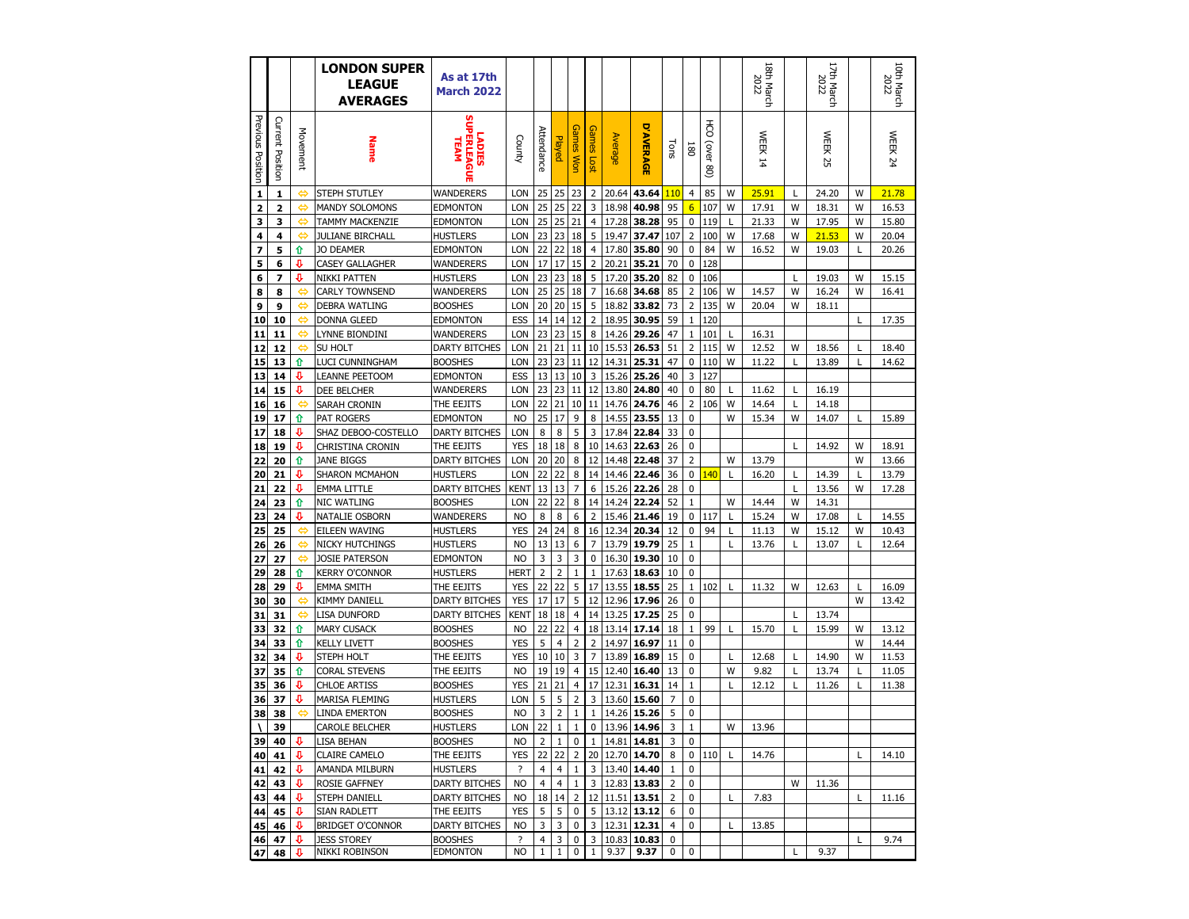| | | | LONDON SUPER LEAGUE AVERAGES | As at 17th March 2022 | | | | | | | | | | | | 18th March 2022 | | 17th March 2022 | | 10th March 2022 |
|---|---|---|---|---|---|---|---|---|---|---|---|---|---|---|---|---|---|---|---|---|
| Previous Position | Current Position | Movement | Name | LADIES SUPERLEAGUE TEAM | County | Attendance | Played | Games Won | Games Lost | Average | D'AVERAGE | Tons | 180 | HCO (over 80) | | WEEK 14 | | WEEK 25 | | WEEK 24 |
| 1 | 1 | ⇔ | STEPH STUTLEY | WANDERERS | LON | 25 | 25 | 23 | 2 | 20.64 | **43.64** | 110 | 4 | 85 | W | 25.91 | L | 24.20 | W | 21.78 |
| 2 | 2 | ⇔ | MANDY SOLOMONS | EDMONTON | LON | 25 | 25 | 22 | 3 | 18.98 | **40.98** | 95 | 6 | 107 | W | 17.91 | W | 18.31 | W | 16.53 |
| 3 | 3 | ⇔ | TAMMY MACKENZIE | EDMONTON | LON | 25 | 25 | 21 | 4 | 17.28 | **38.28** | 95 | 0 | 119 | L | 21.33 | W | 17.95 | W | 15.80 |
| 4 | 4 | ⇔ | JULIANE BIRCHALL | HUSTLERS | LON | 23 | 23 | 18 | 5 | 19.47 | **37.47** | 107 | 2 | 100 | W | 17.68 | W | 21.53 | W | 20.04 |
| 7 | 5 | ⇧ | JO DEAMER | EDMONTON | LON | 22 | 22 | 18 | 4 | 17.80 | **35.80** | 90 | 0 | 84 | W | 16.52 | W | 19.03 | L | 20.26 |
| 5 | 6 | ⇩ | CASEY GALLAGHER | WANDERERS | LON | 17 | 17 | 15 | 2 | 20.21 | **35.21** | 70 | 0 | 128 | | | | | | |
| 6 | 7 | ⇩ | NIKKI PATTEN | HUSTLERS | LON | 23 | 23 | 18 | 5 | 17.20 | **35.20** | 82 | 0 | 106 | | | L | 19.03 | W | 15.15 |
| 8 | 8 | ⇔ | CARLY TOWNSEND | WANDERERS | LON | 25 | 25 | 18 | 7 | 16.68 | **34.68** | 85 | 2 | 106 | W | 14.57 | W | 16.24 | W | 16.41 |
| 9 | 9 | ⇔ | DEBRA WATLING | BOOSHES | LON | 20 | 20 | 15 | 5 | 18.82 | **33.82** | 73 | 2 | 135 | W | 20.04 | W | 18.11 | | |
| 10 | 10 | ⇔ | DONNA GLEED | EDMONTON | ESS | 14 | 14 | 12 | 2 | 18.95 | **30.95** | 59 | 1 | 120 | | | | | L | 17.35 |
| 11 | 11 | ⇔ | LYNNE BIONDINI | WANDERERS | LON | 23 | 23 | 15 | 8 | 14.26 | **29.26** | 47 | 1 | 101 | L | 16.31 | | | | |
| 12 | 12 | ⇔ | SU HOLT | DARTY BITCHES | LON | 21 | 21 | 11 | 10 | 15.53 | **26.53** | 51 | 2 | 115 | W | 12.52 | W | 18.56 | L | 18.40 |
| 15 | 13 | ⇧ | LUCI CUNNINGHAM | BOOSHES | LON | 23 | 23 | 11 | 12 | 14.31 | **25.31** | 47 | 0 | 110 | W | 11.22 | L | 13.89 | L | 14.62 |
| 13 | 14 | ⇩ | LEANNE PEETOOM | EDMONTON | ESS | 13 | 13 | 10 | 3 | 15.26 | **25.26** | 40 | 3 | 127 | | | | | | |
| 14 | 15 | ⇩ | DEE BELCHER | WANDERERS | LON | 23 | 23 | 11 | 12 | 13.80 | **24.80** | 40 | 0 | 80 | L | 11.62 | L | 16.19 | | |
| 16 | 16 | ⇔ | SARAH CRONIN | THE EEJITS | LON | 22 | 21 | 10 | 11 | 14.76 | **24.76** | 46 | 2 | 106 | W | 14.64 | L | 14.18 | | |
| 19 | 17 | ⇧ | PAT ROGERS | EDMONTON | NO | 25 | 17 | 9 | 8 | 14.55 | **23.55** | 13 | 0 | | W | 15.34 | W | 14.07 | L | 15.89 |
| 17 | 18 | ⇩ | SHAZ DEBOO-COSTELLO | DARTY BITCHES | LON | 8 | 8 | 5 | 3 | 17.84 | **22.84** | 33 | 0 | | | | | | | |
| 18 | 19 | ⇩ | CHRISTINA CRONIN | THE EEJITS | YES | 18 | 18 | 8 | 10 | 14.63 | **22.63** | 26 | 0 | | | | L | 14.92 | W | 18.91 |
| 22 | 20 | ⇧ | JANE BIGGS | DARTY BITCHES | LON | 20 | 20 | 8 | 12 | 14.48 | **22.48** | 37 | 2 | | W | 13.79 | | | W | 13.66 |
| 20 | 21 | ⇩ | SHARON MCMAHON | HUSTLERS | LON | 22 | 22 | 8 | 14 | 14.46 | **22.46** | 36 | 0 | 140 | L | 16.20 | L | 14.39 | L | 13.79 |
| 21 | 22 | ⇩ | EMMA LITTLE | DARTY BITCHES | KENT | 13 | 13 | 7 | 6 | 15.26 | **22.26** | 28 | 0 | | | | L | 13.56 | W | 17.28 |
| 24 | 23 | ⇧ | NIC WATLING | BOOSHES | LON | 22 | 22 | 8 | 14 | 14.24 | **22.24** | 52 | 1 | | W | 14.44 | W | 14.31 | | |
| 23 | 24 | ⇩ | NATALIE OSBORN | WANDERERS | NO | 8 | 8 | 6 | 2 | 15.46 | **21.46** | 19 | 0 | 117 | L | 15.24 | W | 17.08 | L | 14.55 |
| 25 | 25 | ⇔ | EILEEN WAVING | HUSTLERS | YES | 24 | 24 | 8 | 16 | 12.34 | **20.34** | 12 | 0 | 94 | L | 11.13 | W | 15.12 | W | 10.43 |
| 26 | 26 | ⇔ | NICKY HUTCHINGS | HUSTLERS | NO | 13 | 13 | 6 | 7 | 13.79 | **19.79** | 25 | 1 | | L | 13.76 | L | 13.07 | L | 12.64 |
| 27 | 27 | ⇔ | JOSIE PATERSON | EDMONTON | NO | 3 | 3 | 3 | 0 | 16.30 | **19.30** | 10 | 0 | | | | | | | |
| 29 | 28 | ⇧ | KERRY O'CONNOR | HUSTLERS | HERT | 2 | 2 | 1 | 1 | 17.63 | **18.63** | 10 | 0 | | | | | | | |
| 28 | 29 | ⇩ | EMMA SMITH | THE EEJITS | YES | 22 | 22 | 5 | 17 | 13.55 | **18.55** | 25 | 1 | 102 | L | 11.32 | W | 12.63 | L | 16.09 |
| 30 | 30 | ⇔ | KIMMY DANIELL | DARTY BITCHES | YES | 17 | 17 | 5 | 12 | 12.96 | **17.96** | 26 | 0 | | | | | | W | 13.42 |
| 31 | 31 | ⇔ | LISA DUNFORD | DARTY BITCHES | KENT | 18 | 18 | 4 | 14 | 13.25 | **17.25** | 25 | 0 | | | | L | 13.74 | | |
| 33 | 32 | ⇧ | MARY CUSACK | BOOSHES | NO | 22 | 22 | 4 | 18 | 13.14 | **17.14** | 18 | 1 | 99 | L | 15.70 | L | 15.99 | W | 13.12 |
| 34 | 33 | ⇧ | KELLY LIVETT | BOOSHES | YES | 5 | 4 | 2 | 2 | 14.97 | **16.97** | 11 | 0 | | | | | | W | 14.44 |
| 32 | 34 | ⇩ | STEPH HOLT | THE EEJITS | YES | 10 | 10 | 3 | 7 | 13.89 | **16.89** | 15 | 0 | | L | 12.68 | L | 14.90 | W | 11.53 |
| 37 | 35 | ⇧ | CORAL STEVENS | THE EEJITS | NO | 19 | 19 | 4 | 15 | 12.40 | **16.40** | 13 | 0 | | W | 9.82 | L | 13.74 | L | 11.05 |
| 35 | 36 | ⇩ | CHLOE ARTISS | BOOSHES | YES | 21 | 21 | 4 | 17 | 12.31 | **16.31** | 14 | 1 | | L | 12.12 | L | 11.26 | L | 11.38 |
| 36 | 37 | ⇩ | MARISA FLEMING | HUSTLERS | LON | 5 | 5 | 2 | 3 | 13.60 | **15.60** | 7 | 0 | | | | | | | |
| 38 | 38 | ⇔ | LINDA EMERTON | BOOSHES | NO | 3 | 2 | 1 | 1 | 14.26 | **15.26** | 5 | 0 | | | | | | | |
| \ | 39 | | CAROLE BELCHER | HUSTLERS | LON | 22 | 1 | 1 | 0 | 13.96 | **14.96** | 3 | 1 | | W | 13.96 | | | | |
| 39 | 40 | ⇩ | LISA BEHAN | BOOSHES | NO | 2 | 1 | 0 | 1 | 14.81 | **14.81** | 3 | 0 | | | | | | | |
| 40 | 41 | ⇩ | CLAIRE CAMELO | THE EEJITS | YES | 22 | 22 | 2 | 20 | 12.70 | **14.70** | 8 | 0 | 110 | L | 14.76 | | | L | 14.10 |
| 41 | 42 | ⇩ | AMANDA MILBURN | HUSTLERS | ? | 4 | 4 | 1 | 3 | 13.40 | **14.40** | 1 | 0 | | | | | | | |
| 42 | 43 | ⇩ | ROSIE GAFFNEY | DARTY BITCHES | NO | 4 | 4 | 1 | 3 | 12.83 | **13.83** | 2 | 0 | | | | W | 11.36 | | |
| 43 | 44 | ⇩ | STEPH DANIELL | DARTY BITCHES | NO | 18 | 14 | 2 | 12 | 11.51 | **13.51** | 2 | 0 | | L | 7.83 | | | L | 11.16 |
| 44 | 45 | ⇩ | SIAN RADLETT | THE EEJITS | YES | 5 | 5 | 0 | 5 | 13.12 | **13.12** | 6 | 0 | | | | | | | |
| 45 | 46 | ⇩ | BRIDGET O'CONNOR | DARTY BITCHES | NO | 3 | 3 | 0 | 3 | 12.31 | **12.31** | 4 | 0 | | L | 13.85 | | | | |
| 46 | 47 | ⇩ | JESS STOREY | BOOSHES | ? | 4 | 3 | 0 | 3 | 10.83 | **10.83** | 0 | | | | | | | L | 9.74 |
| 47 | 48 | ⇩ | NIKKI ROBINSON | EDMONTON | NO | 1 | 1 | 0 | 1 | 9.37 | **9.37** | 0 | 0 | | | | L | 9.37 | | |